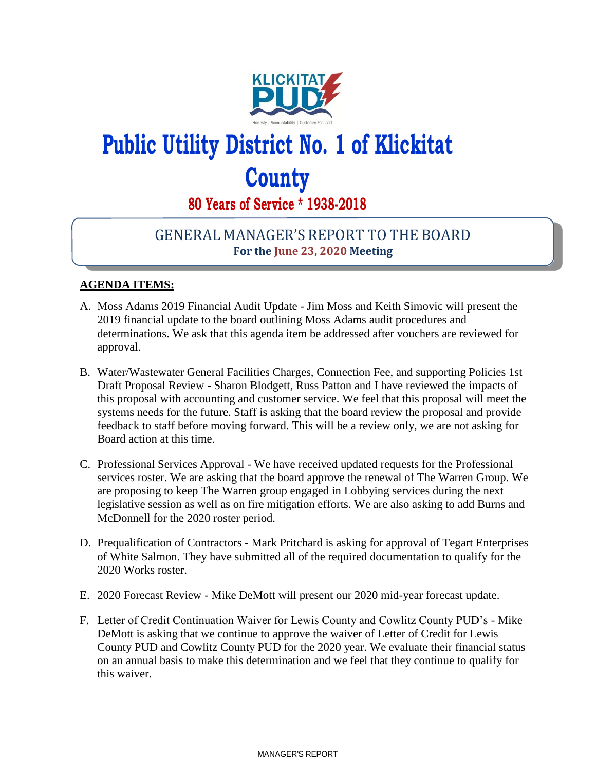# Public Utility District No. 1 of Klickitat County

## 80 Years of Service * 1938-2018

## GENERAL MANAGER'S REPORT TO THE BOARD

**For the June 23, 2020 Meeting**

**AGENDA ITEMS:**

A. Moss Adams 2019 Financial Audit Update - Jim Moss and Keith Simovic will present the 2019 financial update to the board outlining Moss Adams audit procedures and determinations. We ask that this agenda item be addressed after vouchers are reviewed for approval.

B. Water/Wastewater General Facilities Charges, Connection Fee, and supporting Policies 1st Draft Proposal Review - Sharon Blodgett, Russ Patton and I have reviewed the impacts of this proposal with accounting and customer service. We feel that this proposal will meet the systems needs for the future. Staff is asking that the board review the proposal and provide feedback to staff before moving forward. This will be a review only, we are not asking for Board action at this time.

C. Professional Services Approval - We have received updated requests for the Professional services roster. We are asking that the board approve the renewal of The Warren Group. We are proposing to keep The Warren group engaged in Lobbying services during the next legislative session as well as on fire mitigation efforts. We are also asking to add Burns and McDonnell for the 2020 roster period.

D. Prequalification of Contractors - Mark Pritchard is asking for approval of Tegart Enterprises of White Salmon. They have submitted all of the required documentation to qualify for the 2020 Works roster.

E. 2020 Forecast Review - Mike DeMott will present our 2020 mid-year forecast update.

F. Letter of Credit Continuation Waiver for Lewis County and Cowlitz County PUD's - Mike DeMott is asking that we continue to approve the waiver of Letter of Credit for Lewis County PUD and Cowlitz County PUD for the 2020 year. We evaluate their financial status on an annual basis to make this determination and we feel that they continue to qualify for this waiver.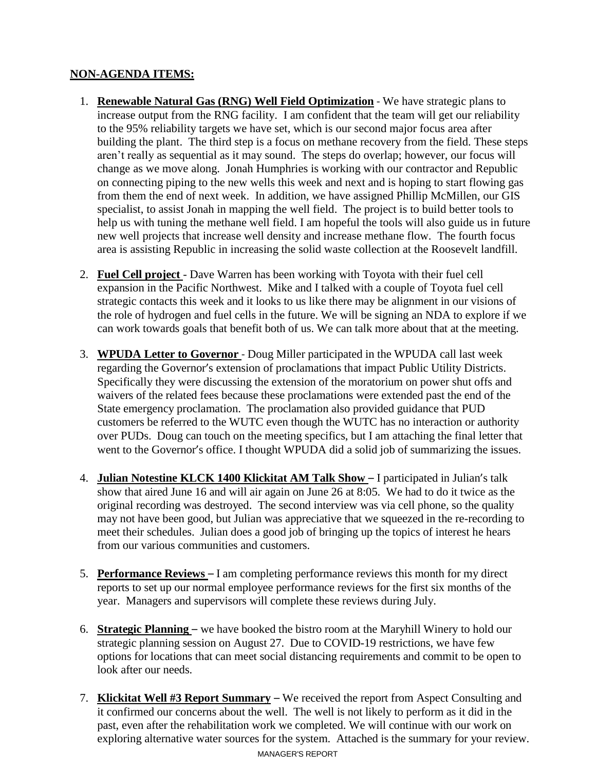**NON-AGENDA ITEMS:**

1. **Renewable Natural Gas (RNG) Well Field Optimization** - We have strategic plans to increase output from the RNG facility. I am confident that the team will get our reliability to the 95% reliability targets we have set, which is our second major focus area after building the plant. The third step is a focus on methane recovery from the field. These steps aren't really as sequential as it may sound. The steps do overlap; however, our focus will change as we move along. Jonah Humphries is working with our contractor and Republic on connecting piping to the new wells this week and next and is hoping to start flowing gas from them the end of next week. In addition, we have assigned Phillip McMillen, our GIS specialist, to assist Jonah in mapping the well field. The project is to build better tools to help us with tuning the methane well field. I am hopeful the tools will also guide us in future new well projects that increase well density and increase methane flow. The fourth focus area is assisting Republic in increasing the solid waste collection at the Roosevelt landfill.

2. **Fuel Cell project** - Dave Warren has been working with Toyota with their fuel cell expansion in the Pacific Northwest. Mike and I talked with a couple of Toyota fuel cell strategic contacts this week and it looks to us like there may be alignment in our visions of the role of hydrogen and fuel cells in the future. We will be signing an NDA to explore if we can work towards goals that benefit both of us. We can talk more about that at the meeting.

3. **WPUDA Letter to Governor** - Doug Miller participated in the WPUDA call last week regarding the Governor's extension of proclamations that impact Public Utility Districts. Specifically they were discussing the extension of the moratorium on power shut offs and waivers of the related fees because these proclamations were extended past the end of the State emergency proclamation. The proclamation also provided guidance that PUD customers be referred to the WUTC even though the WUTC has no interaction or authority over PUDs. Doug can touch on the meeting specifics, but I am attaching the final letter that went to the Governor's office. I thought WPUDA did a solid job of summarizing the issues.

4. **Julian Notestine KLCK 1400 Klickitat AM Talk Show** – I participated in Julian's talk show that aired June 16 and will air again on June 26 at 8:05. We had to do it twice as the original recording was destroyed. The second interview was via cell phone, so the quality may not have been good, but Julian was appreciative that we squeezed in the re-recording to meet their schedules. Julian does a good job of bringing up the topics of interest he hears from our various communities and customers.

5. **Performance Reviews** – I am completing performance reviews this month for my direct reports to set up our normal employee performance reviews for the first six months of the year. Managers and supervisors will complete these reviews during July.

6. **Strategic Planning** – we have booked the bistro room at the Maryhill Winery to hold our strategic planning session on August 27. Due to COVID-19 restrictions, we have few options for locations that can meet social distancing requirements and commit to be open to look after our needs.

7. **Klickitat Well #3 Report Summary** – We received the report from Aspect Consulting and it confirmed our concerns about the well. The well is not likely to perform as it did in the past, even after the rehabilitation work we completed. We will continue with our work on exploring alternative water sources for the system. Attached is the summary for your review.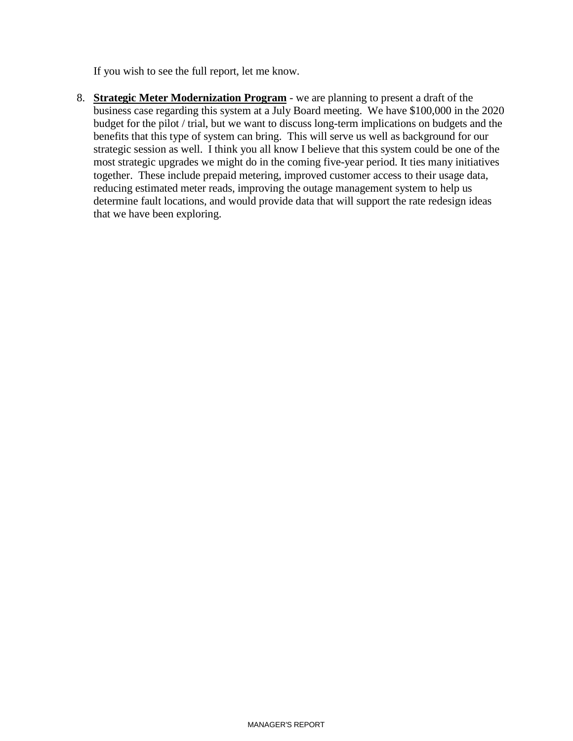If you wish to see the full report, let me know.

8. **Strategic Meter Modernization Program** - we are planning to present a draft of the business case regarding this system at a July Board meeting. We have $100,000 in the 2020 budget for the pilot / trial, but we want to discuss long-term implications on budgets and the benefits that this type of system can bring. This will serve us well as background for our strategic session as well. I think you all know I believe that this system could be one of the most strategic upgrades we might do in the coming five-year period. It ties many initiatives together. These include prepaid metering, improved customer access to their usage data, reducing estimated meter reads, improving the outage management system to help us determine fault locations, and would provide data that will support the rate redesign ideas that we have been exploring.